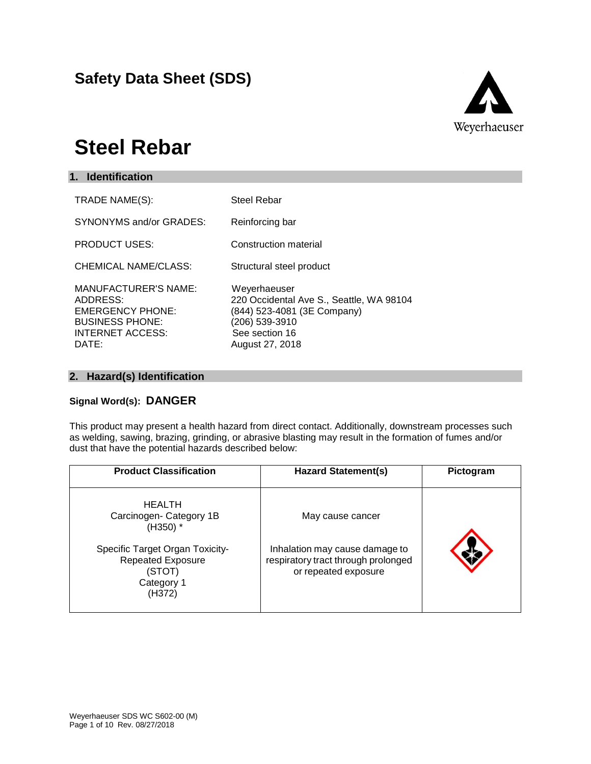# Safety Data Sheet (SDS)

Weyerhaeuser

# Steel Rebar

## 1. Identification

| | |
|---|---|
| TRADE NAME(S): | Steel Rebar |
| SYNONYMS and/or GRADES: | Reinforcing bar |
| PRODUCT USES: | Construction material |
| CHEMICAL NAME/CLASS: | Structural steel product |
| MANUFACTURER'S NAME: | Weyerhaeuser |
| ADDRESS: | 220 Occidental Ave S., Seattle, WA 98104 |
| EMERGENCY PHONE: | (844) 523-4081 (3E Company) |
| BUSINESS PHONE: | (206) 539-3910 |
| INTERNET ACCESS: | See section 16 |
| DATE: | August 27, 2018 |

## 2. Hazard(s) Identification

**Signal Word(s): DANGER**

This product may present a health hazard from direct contact. Additionally, downstream processes such as welding, sawing, brazing, grinding, or abrasive blasting may result in the formation of fumes and/or dust that have the potential hazards described below:

| Product Classification | Hazard Statement(s) | Pictogram |
|---|---|---|
| HEALTH<br>Carcinogen- Category 1B<br>(H350) * | May cause cancer | |
| Specific Target Organ Toxicity-<br>Repeated Exposure<br>(STOT)<br>Category 1<br>(H372) | Inhalation may cause damage to respiratory tract through prolonged or repeated exposure | |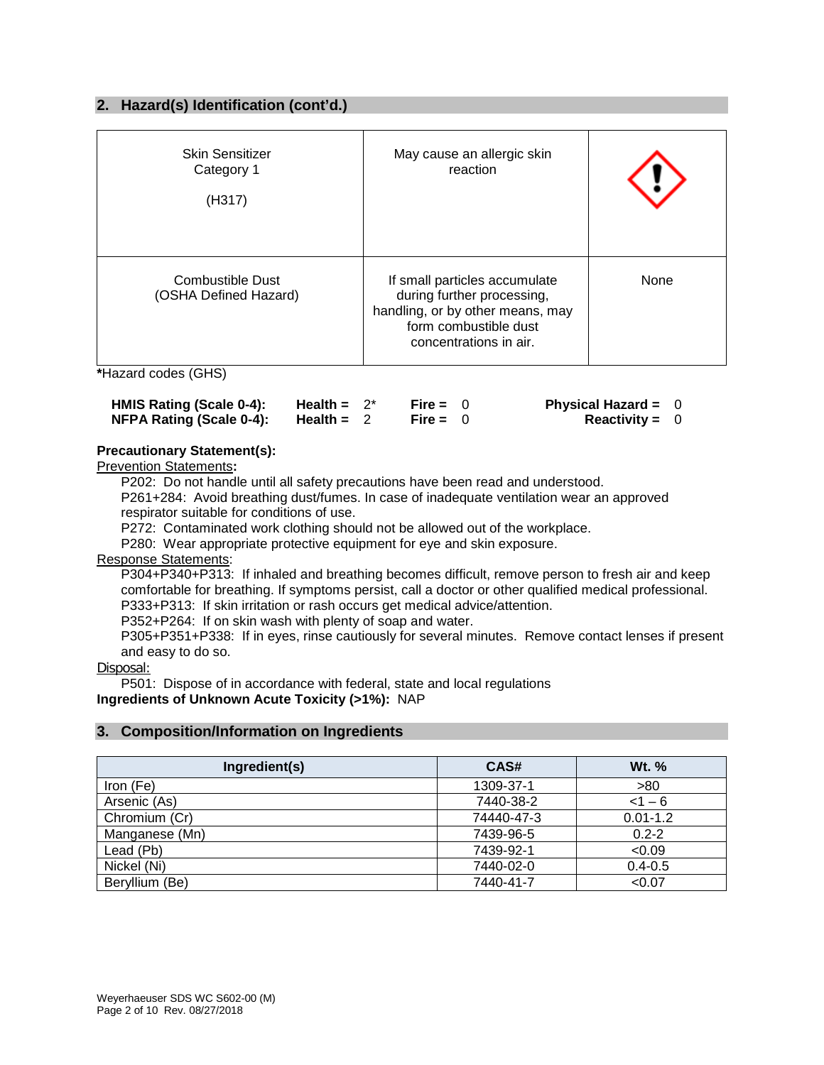## 2. Hazard(s) Identification (cont'd.)

| | | |
|---|---|---|
| Skin Sensitizer Category 1 (H317) | May cause an allergic skin reaction | |
| Combustible Dust (OSHA Defined Hazard) | If small particles accumulate during further processing, handling, or by other means, may form combustible dust concentrations in air. | None |

**\***Hazard codes (GHS)

| | | | |
|---|---|---|---|
| **HMIS Rating (Scale 0-4):** | **Health =** 2* | **Fire =** 0 | **Physical Hazard =** 0 |
| **NFPA Rating (Scale 0-4):** | **Health =** 2 | **Fire =** 0 | **Reactivity =** 0 |

**Precautionary Statement(s):**

Prevention Statements**:**

P202: Do not handle until all safety precautions have been read and understood.
P261+284: Avoid breathing dust/fumes. In case of inadequate ventilation wear an approved respirator suitable for conditions of use.
P272: Contaminated work clothing should not be allowed out of the workplace.
P280: Wear appropriate protective equipment for eye and skin exposure.

Response Statements:

P304+P340+P313: If inhaled and breathing becomes difficult, remove person to fresh air and keep comfortable for breathing. If symptoms persist, call a doctor or other qualified medical professional.
P333+P313: If skin irritation or rash occurs get medical advice/attention.
P352+P264: If on skin wash with plenty of soap and water.
P305+P351+P338: If in eyes, rinse cautiously for several minutes. Remove contact lenses if present and easy to do so.

Disposal:

P501: Dispose of in accordance with federal, state and local regulations

**Ingredients of Unknown Acute Toxicity (>1%):** NAP

## 3. Composition/Information on Ingredients

| Ingredient(s) | CAS# | Wt. % |
|---|---|---|
| Iron (Fe) | 1309-37-1 | >80 |
| Arsenic (As) | 7440-38-2 | <1 – 6 |
| Chromium (Cr) | 74440-47-3 | 0.01-1.2 |
| Manganese (Mn) | 7439-96-5 | 0.2-2 |
| Lead (Pb) | 7439-92-1 | <0.09 |
| Nickel (Ni) | 7440-02-0 | 0.4-0.5 |
| Beryllium (Be) | 7440-41-7 | <0.07 |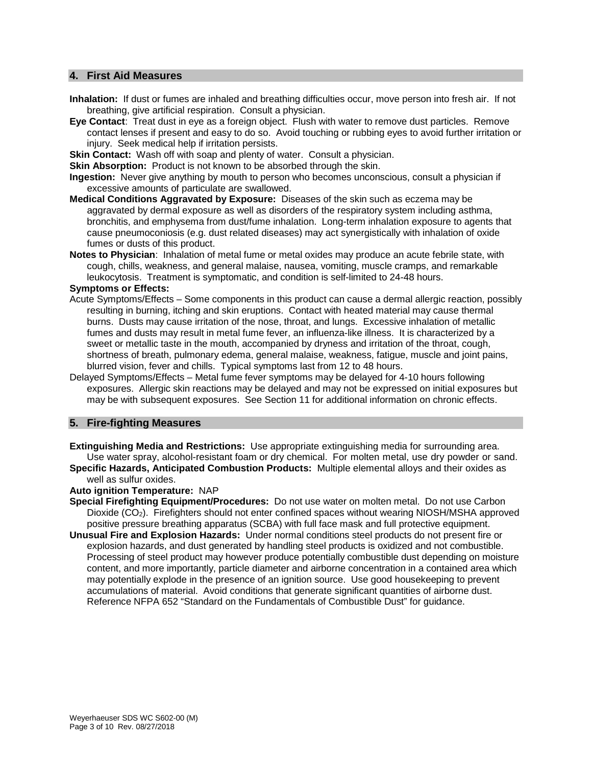## 4. First Aid Measures

**Inhalation:** If dust or fumes are inhaled and breathing difficulties occur, move person into fresh air. If not breathing, give artificial respiration. Consult a physician.

**Eye Contact**: Treat dust in eye as a foreign object. Flush with water to remove dust particles. Remove contact lenses if present and easy to do so. Avoid touching or rubbing eyes to avoid further irritation or injury. Seek medical help if irritation persists.

**Skin Contact:** Wash off with soap and plenty of water. Consult a physician.

**Skin Absorption:** Product is not known to be absorbed through the skin.

**Ingestion:** Never give anything by mouth to person who becomes unconscious, consult a physician if excessive amounts of particulate are swallowed.

**Medical Conditions Aggravated by Exposure:** Diseases of the skin such as eczema may be aggravated by dermal exposure as well as disorders of the respiratory system including asthma, bronchitis, and emphysema from dust/fume inhalation. Long-term inhalation exposure to agents that cause pneumoconiosis (e.g. dust related diseases) may act synergistically with inhalation of oxide fumes or dusts of this product.

**Notes to Physician**: Inhalation of metal fume or metal oxides may produce an acute febrile state, with cough, chills, weakness, and general malaise, nausea, vomiting, muscle cramps, and remarkable leukocytosis. Treatment is symptomatic, and condition is self-limited to 24-48 hours.

**Symptoms or Effects:**

Acute Symptoms/Effects – Some components in this product can cause a dermal allergic reaction, possibly resulting in burning, itching and skin eruptions. Contact with heated material may cause thermal burns. Dusts may cause irritation of the nose, throat, and lungs. Excessive inhalation of metallic fumes and dusts may result in metal fume fever, an influenza-like illness. It is characterized by a sweet or metallic taste in the mouth, accompanied by dryness and irritation of the throat, cough, shortness of breath, pulmonary edema, general malaise, weakness, fatigue, muscle and joint pains, blurred vision, fever and chills. Typical symptoms last from 12 to 48 hours.

Delayed Symptoms/Effects – Metal fume fever symptoms may be delayed for 4-10 hours following exposures. Allergic skin reactions may be delayed and may not be expressed on initial exposures but may be with subsequent exposures. See Section 11 for additional information on chronic effects.

## 5. Fire-fighting Measures

**Extinguishing Media and Restrictions:** Use appropriate extinguishing media for surrounding area. Use water spray, alcohol-resistant foam or dry chemical. For molten metal, use dry powder or sand.

**Specific Hazards, Anticipated Combustion Products:** Multiple elemental alloys and their oxides as well as sulfur oxides.

**Auto ignition Temperature:** NAP

**Special Firefighting Equipment/Procedures:** Do not use water on molten metal. Do not use Carbon Dioxide ($CO_2$). Firefighters should not enter confined spaces without wearing NIOSH/MSHA approved positive pressure breathing apparatus (SCBA) with full face mask and full protective equipment.

**Unusual Fire and Explosion Hazards:** Under normal conditions steel products do not present fire or explosion hazards, and dust generated by handling steel products is oxidized and not combustible. Processing of steel product may however produce potentially combustible dust depending on moisture content, and more importantly, particle diameter and airborne concentration in a contained area which may potentially explode in the presence of an ignition source. Use good housekeeping to prevent accumulations of material. Avoid conditions that generate significant quantities of airborne dust. Reference NFPA 652 "Standard on the Fundamentals of Combustible Dust" for guidance.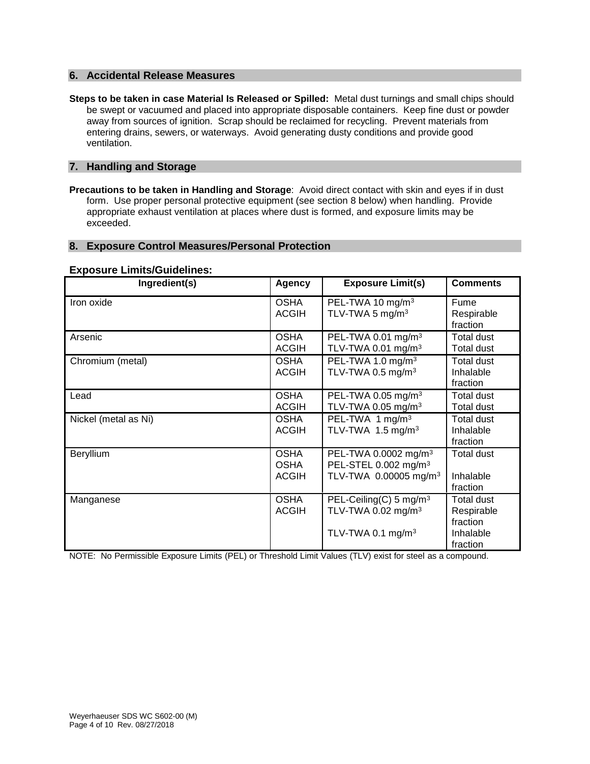## 6. Accidental Release Measures

**Steps to be taken in case Material Is Released or Spilled:** Metal dust turnings and small chips should be swept or vacuumed and placed into appropriate disposable containers. Keep fine dust or powder away from sources of ignition. Scrap should be reclaimed for recycling. Prevent materials from entering drains, sewers, or waterways. Avoid generating dusty conditions and provide good ventilation.

## 7. Handling and Storage

**Precautions to be taken in Handling and Storage**: Avoid direct contact with skin and eyes if in dust form. Use proper personal protective equipment (see section 8 below) when handling. Provide appropriate exhaust ventilation at places where dust is formed, and exposure limits may be exceeded.

## 8. Exposure Control Measures/Personal Protection

### Exposure Limits/Guidelines:

| Ingredient(s) | Agency | Exposure Limit(s) | Comments |
|---|---|---|---|
| Iron oxide | OSHA<br>ACGIH | PEL-TWA 10 mg/m$^3$<br>TLV-TWA 5 mg/m$^3$ | Fume<br>Respirable fraction |
| Arsenic | OSHA<br>ACGIH | PEL-TWA 0.01 mg/m$^3$<br>TLV-TWA 0.01 mg/m$^3$ | Total dust<br>Total dust |
| Chromium (metal) | OSHA<br>ACGIH | PEL-TWA 1.0 mg/m$^3$<br>TLV-TWA 0.5 mg/m$^3$ | Total dust<br>Inhalable fraction |
| Lead | OSHA<br>ACGIH | PEL-TWA 0.05 mg/m$^3$<br>TLV-TWA 0.05 mg/m$^3$ | Total dust<br>Total dust |
| Nickel (metal as Ni) | OSHA<br>ACGIH | PEL-TWA 1 mg/m$^3$<br>TLV-TWA 1.5 mg/m$^3$ | Total dust<br>Inhalable fraction |
| Beryllium | OSHA<br>OSHA<br>ACGIH | PEL-TWA 0.0002 mg/m$^3$<br>PEL-STEL 0.002 mg/m$^3$<br>TLV-TWA 0.00005 mg/m$^3$ | Total dust<br><br>Inhalable fraction |
| Manganese | OSHA<br>ACGIH | PEL-Ceiling(C) 5 mg/m$^3$<br>TLV-TWA 0.02 mg/m$^3$<br>TLV-TWA 0.1 mg/m$^3$ | Total dust<br>Respirable fraction<br>Inhalable fraction |

NOTE: No Permissible Exposure Limits (PEL) or Threshold Limit Values (TLV) exist for steel as a compound.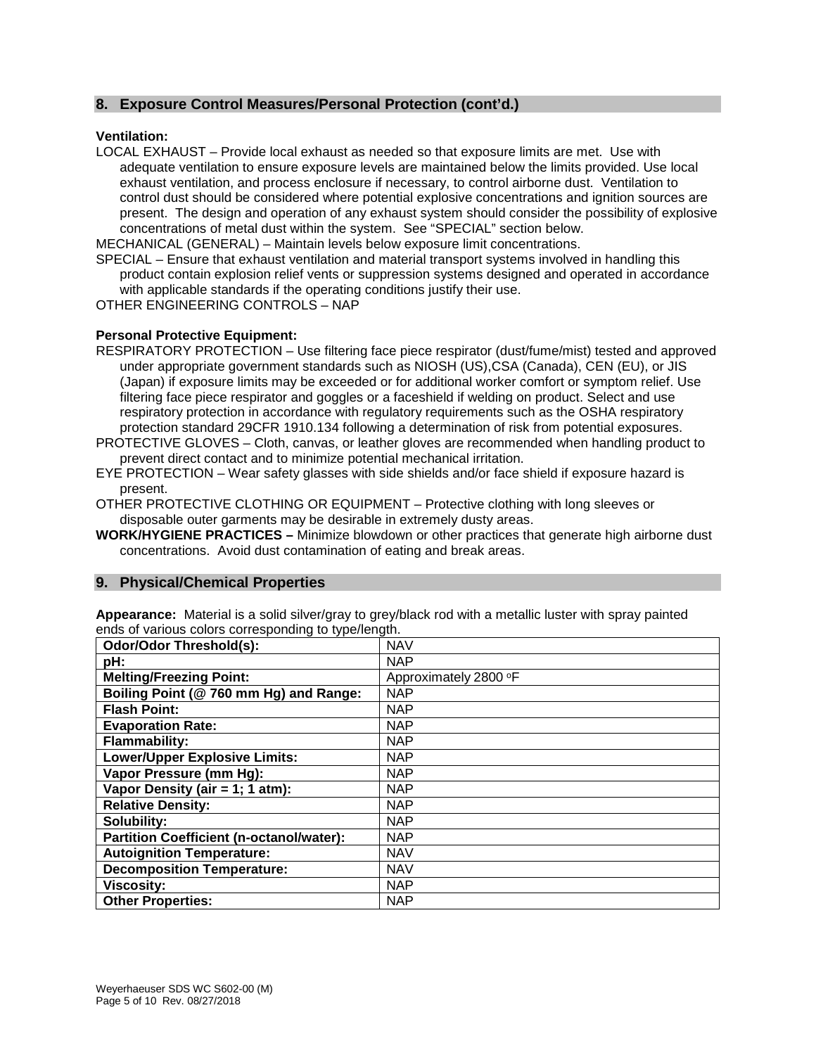## 8. Exposure Control Measures/Personal Protection (cont'd.)

**Ventilation:**

LOCAL EXHAUST – Provide local exhaust as needed so that exposure limits are met. Use with adequate ventilation to ensure exposure levels are maintained below the limits provided. Use local exhaust ventilation, and process enclosure if necessary, to control airborne dust. Ventilation to control dust should be considered where potential explosive concentrations and ignition sources are present. The design and operation of any exhaust system should consider the possibility of explosive concentrations of metal dust within the system. See "SPECIAL" section below.

MECHANICAL (GENERAL) – Maintain levels below exposure limit concentrations.

SPECIAL – Ensure that exhaust ventilation and material transport systems involved in handling this product contain explosion relief vents or suppression systems designed and operated in accordance with applicable standards if the operating conditions justify their use.

OTHER ENGINEERING CONTROLS – NAP

**Personal Protective Equipment:**

RESPIRATORY PROTECTION – Use filtering face piece respirator (dust/fume/mist) tested and approved under appropriate government standards such as NIOSH (US),CSA (Canada), CEN (EU), or JIS (Japan) if exposure limits may be exceeded or for additional worker comfort or symptom relief. Use filtering face piece respirator and goggles or a faceshield if welding on product. Select and use respiratory protection in accordance with regulatory requirements such as the OSHA respiratory protection standard 29CFR 1910.134 following a determination of risk from potential exposures.

PROTECTIVE GLOVES – Cloth, canvas, or leather gloves are recommended when handling product to prevent direct contact and to minimize potential mechanical irritation.

EYE PROTECTION – Wear safety glasses with side shields and/or face shield if exposure hazard is present.

OTHER PROTECTIVE CLOTHING OR EQUIPMENT – Protective clothing with long sleeves or disposable outer garments may be desirable in extremely dusty areas.

**WORK/HYGIENE PRACTICES –** Minimize blowdown or other practices that generate high airborne dust concentrations. Avoid dust contamination of eating and break areas.

## 9. Physical/Chemical Properties

**Appearance:** Material is a solid silver/gray to grey/black rod with a metallic luster with spray painted ends of various colors corresponding to type/length.

| **Odor/Odor Threshold(s):** | NAV |
|---|---|
| **pH:** | NAP |
| **Melting/Freezing Point:** | Approximately 2800 °F |
| **Boiling Point (@ 760 mm Hg) and Range:** | NAP |
| **Flash Point:** | NAP |
| **Evaporation Rate:** | NAP |
| **Flammability:** | NAP |
| **Lower/Upper Explosive Limits:** | NAP |
| **Vapor Pressure (mm Hg):** | NAP |
| **Vapor Density (air = 1; 1 atm):** | NAP |
| **Relative Density:** | NAP |
| **Solubility:** | NAP |
| **Partition Coefficient (n-octanol/water):** | NAP |
| **Autoignition Temperature:** | NAV |
| **Decomposition Temperature:** | NAV |
| **Viscosity:** | NAP |
| **Other Properties:** | NAP |

Weyerhaeuser SDS WC S602-00 (M)
Rev. 08/27/2018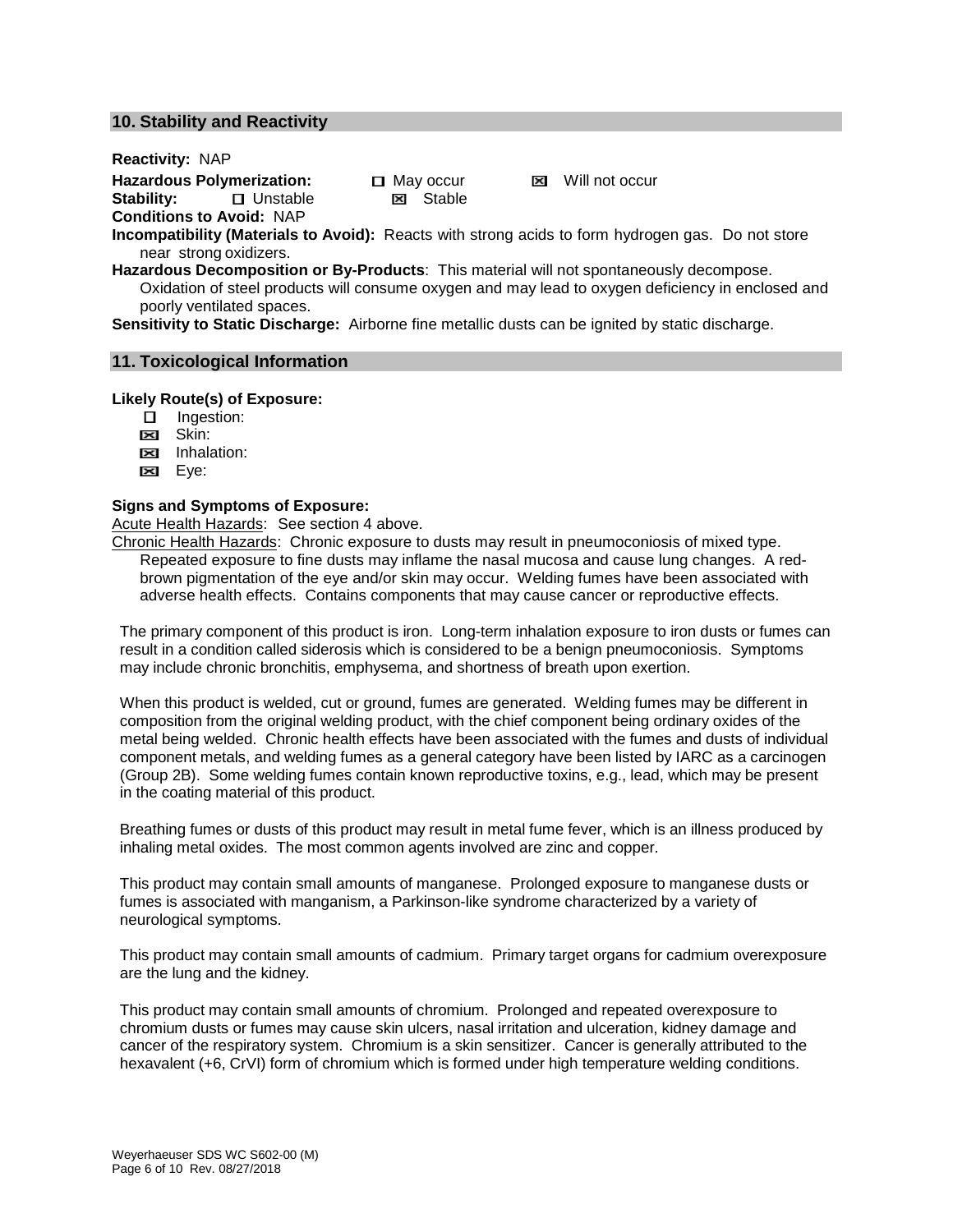## 10. Stability and Reactivity

**Reactivity:** NAP

**Hazardous Polymerization:** ☐ May occur ☒ Will not occur

**Stability:** ☐ Unstable ☒ Stable

**Conditions to Avoid:** NAP

**Incompatibility (Materials to Avoid):** Reacts with strong acids to form hydrogen gas. Do not store near strong oxidizers.

**Hazardous Decomposition or By-Products**: This material will not spontaneously decompose. Oxidation of steel products will consume oxygen and may lead to oxygen deficiency in enclosed and poorly ventilated spaces.

**Sensitivity to Static Discharge:** Airborne fine metallic dusts can be ignited by static discharge.

## 11. Toxicological Information

**Likely Route(s) of Exposure:**

- ☐ Ingestion:
- ☒ Skin:
- ☒ Inhalation:
- ☒ Eye:

**Signs and Symptoms of Exposure:**

Acute Health Hazards: See section 4 above.

Chronic Health Hazards: Chronic exposure to dusts may result in pneumoconiosis of mixed type. Repeated exposure to fine dusts may inflame the nasal mucosa and cause lung changes. A red-brown pigmentation of the eye and/or skin may occur. Welding fumes have been associated with adverse health effects. Contains components that may cause cancer or reproductive effects.

The primary component of this product is iron. Long-term inhalation exposure to iron dusts or fumes can result in a condition called siderosis which is considered to be a benign pneumoconiosis. Symptoms may include chronic bronchitis, emphysema, and shortness of breath upon exertion.

When this product is welded, cut or ground, fumes are generated. Welding fumes may be different in composition from the original welding product, with the chief component being ordinary oxides of the metal being welded. Chronic health effects have been associated with the fumes and dusts of individual component metals, and welding fumes as a general category have been listed by IARC as a carcinogen (Group 2B). Some welding fumes contain known reproductive toxins, e.g., lead, which may be present in the coating material of this product.

Breathing fumes or dusts of this product may result in metal fume fever, which is an illness produced by inhaling metal oxides. The most common agents involved are zinc and copper.

This product may contain small amounts of manganese. Prolonged exposure to manganese dusts or fumes is associated with manganism, a Parkinson-like syndrome characterized by a variety of neurological symptoms.

This product may contain small amounts of cadmium. Primary target organs for cadmium overexposure are the lung and the kidney.

This product may contain small amounts of chromium. Prolonged and repeated overexposure to chromium dusts or fumes may cause skin ulcers, nasal irritation and ulceration, kidney damage and cancer of the respiratory system. Chromium is a skin sensitizer. Cancer is generally attributed to the hexavalent (+6, CrVI) form of chromium which is formed under high temperature welding conditions.

Weyerhaeuser SDS WC S602-00 (M)
Rev. 08/27/2018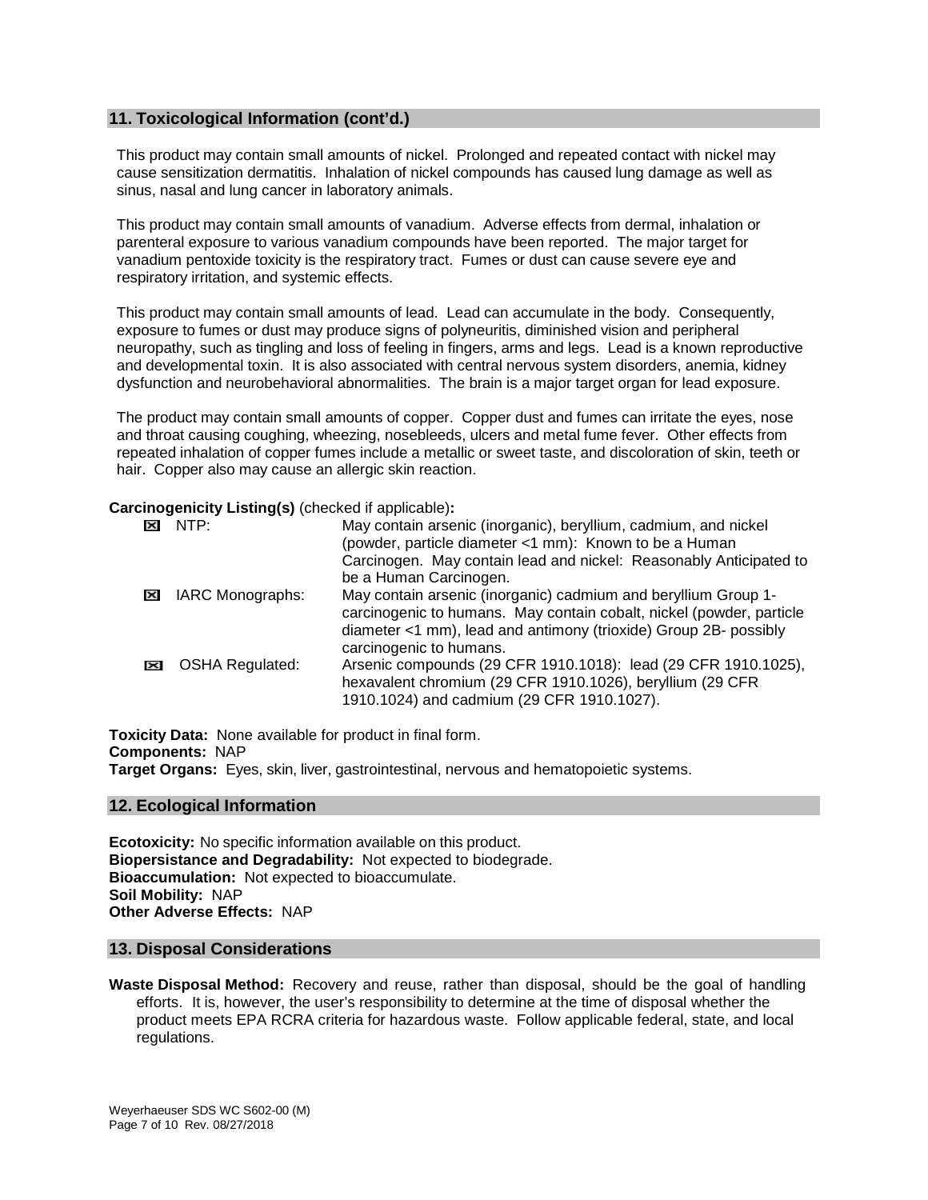## 11. Toxicological Information (cont'd.)

This product may contain small amounts of nickel. Prolonged and repeated contact with nickel may cause sensitization dermatitis. Inhalation of nickel compounds has caused lung damage as well as sinus, nasal and lung cancer in laboratory animals.

This product may contain small amounts of vanadium. Adverse effects from dermal, inhalation or parenteral exposure to various vanadium compounds have been reported. The major target for vanadium pentoxide toxicity is the respiratory tract. Fumes or dust can cause severe eye and respiratory irritation, and systemic effects.

This product may contain small amounts of lead. Lead can accumulate in the body. Consequently, exposure to fumes or dust may produce signs of polyneuritis, diminished vision and peripheral neuropathy, such as tingling and loss of feeling in fingers, arms and legs. Lead is a known reproductive and developmental toxin. It is also associated with central nervous system disorders, anemia, kidney dysfunction and neurobehavioral abnormalities. The brain is a major target organ for lead exposure.

The product may contain small amounts of copper. Copper dust and fumes can irritate the eyes, nose and throat causing coughing, wheezing, nosebleeds, ulcers and metal fume fever. Other effects from repeated inhalation of copper fumes include a metallic or sweet taste, and discoloration of skin, teeth or hair. Copper also may cause an allergic skin reaction.

**Carcinogenicity Listing(s)** (checked if applicable)**:**

| | | |
|---|---|---|
| ☒ | NTP: | May contain arsenic (inorganic), beryllium, cadmium, and nickel (powder, particle diameter <1 mm): Known to be a Human Carcinogen. May contain lead and nickel: Reasonably Anticipated to be a Human Carcinogen. |
| ☒ | IARC Monographs: | May contain arsenic (inorganic) cadmium and beryllium Group 1- carcinogenic to humans. May contain cobalt, nickel (powder, particle diameter <1 mm), lead and antimony (trioxide) Group 2B- possibly carcinogenic to humans. |
| ☒ | OSHA Regulated: | Arsenic compounds (29 CFR 1910.1018): lead (29 CFR 1910.1025), hexavalent chromium (29 CFR 1910.1026), beryllium (29 CFR 1910.1024) and cadmium (29 CFR 1910.1027). |

**Toxicity Data:** None available for product in final form.
**Components:** NAP
**Target Organs:** Eyes, skin, liver, gastrointestinal, nervous and hematopoietic systems.

## 12. Ecological Information

**Ecotoxicity:** No specific information available on this product.
**Biopersistance and Degradability:** Not expected to biodegrade.
**Bioaccumulation:** Not expected to bioaccumulate.
**Soil Mobility:** NAP
**Other Adverse Effects:** NAP

## 13. Disposal Considerations

**Waste Disposal Method:** Recovery and reuse, rather than disposal, should be the goal of handling efforts. It is, however, the user's responsibility to determine at the time of disposal whether the product meets EPA RCRA criteria for hazardous waste. Follow applicable federal, state, and local regulations.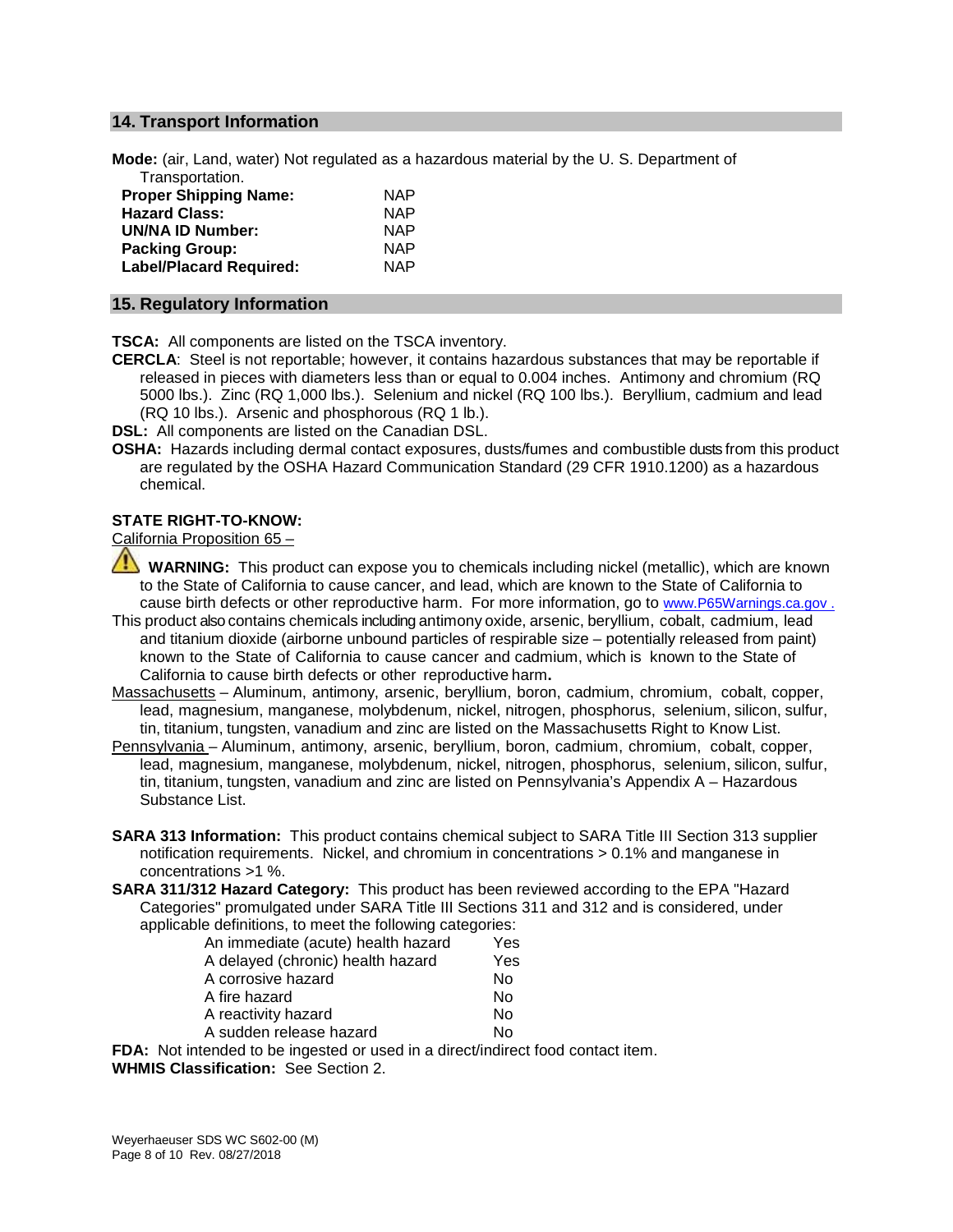## 14. Transport Information

**Mode:** (air, Land, water) Not regulated as a hazardous material by the U. S. Department of Transportation.

| | |
|---|---|
| **Proper Shipping Name:** | NAP |
| **Hazard Class:** | NAP |
| **UN/NA ID Number:** | NAP |
| **Packing Group:** | NAP |
| **Label/Placard Required:** | NAP |

## 15. Regulatory Information

**TSCA:** All components are listed on the TSCA inventory.

**CERCLA**: Steel is not reportable; however, it contains hazardous substances that may be reportable if released in pieces with diameters less than or equal to 0.004 inches. Antimony and chromium (RQ 5000 lbs.). Zinc (RQ 1,000 lbs.). Selenium and nickel (RQ 100 lbs.). Beryllium, cadmium and lead (RQ 10 lbs.). Arsenic and phosphorous (RQ 1 lb.).

**DSL:** All components are listed on the Canadian DSL.

**OSHA:** Hazards including dermal contact exposures, dusts/fumes and combustible dusts from this product are regulated by the OSHA Hazard Communication Standard (29 CFR 1910.1200) as a hazardous chemical.

**STATE RIGHT-TO-KNOW:**

California Proposition 65 –

⚠ **WARNING:** This product can expose you to chemicals including nickel (metallic), which are known to the State of California to cause cancer, and lead, which are known to the State of California to cause birth defects or other reproductive harm. For more information, go to www.P65Warnings.ca.gov .

This product also contains chemicals including antimony oxide, arsenic, beryllium, cobalt, cadmium, lead and titanium dioxide (airborne unbound particles of respirable size – potentially released from paint) known to the State of California to cause cancer and cadmium, which is known to the State of California to cause birth defects or other reproductive harm**.**

Massachusetts – Aluminum, antimony, arsenic, beryllium, boron, cadmium, chromium, cobalt, copper, lead, magnesium, manganese, molybdenum, nickel, nitrogen, phosphorus, selenium, silicon, sulfur, tin, titanium, tungsten, vanadium and zinc are listed on the Massachusetts Right to Know List.

Pennsylvania – Aluminum, antimony, arsenic, beryllium, boron, cadmium, chromium, cobalt, copper, lead, magnesium, manganese, molybdenum, nickel, nitrogen, phosphorus, selenium, silicon, sulfur, tin, titanium, tungsten, vanadium and zinc are listed on Pennsylvania's Appendix A – Hazardous Substance List.

**SARA 313 Information:** This product contains chemical subject to SARA Title III Section 313 supplier notification requirements. Nickel, and chromium in concentrations > 0.1% and manganese in concentrations >1 %.

**SARA 311/312 Hazard Category:** This product has been reviewed according to the EPA "Hazard Categories" promulgated under SARA Title III Sections 311 and 312 and is considered, under applicable definitions, to meet the following categories:

| | |
|---|---|
| An immediate (acute) health hazard | Yes |
| A delayed (chronic) health hazard | Yes |
| A corrosive hazard | No |
| A fire hazard | No |
| A reactivity hazard | No |
| A sudden release hazard | No |

**FDA:** Not intended to be ingested or used in a direct/indirect food contact item.

**WHMIS Classification:** See Section 2.

Weyerhaeuser SDS WC S602-00 (M)
Rev. 08/27/2018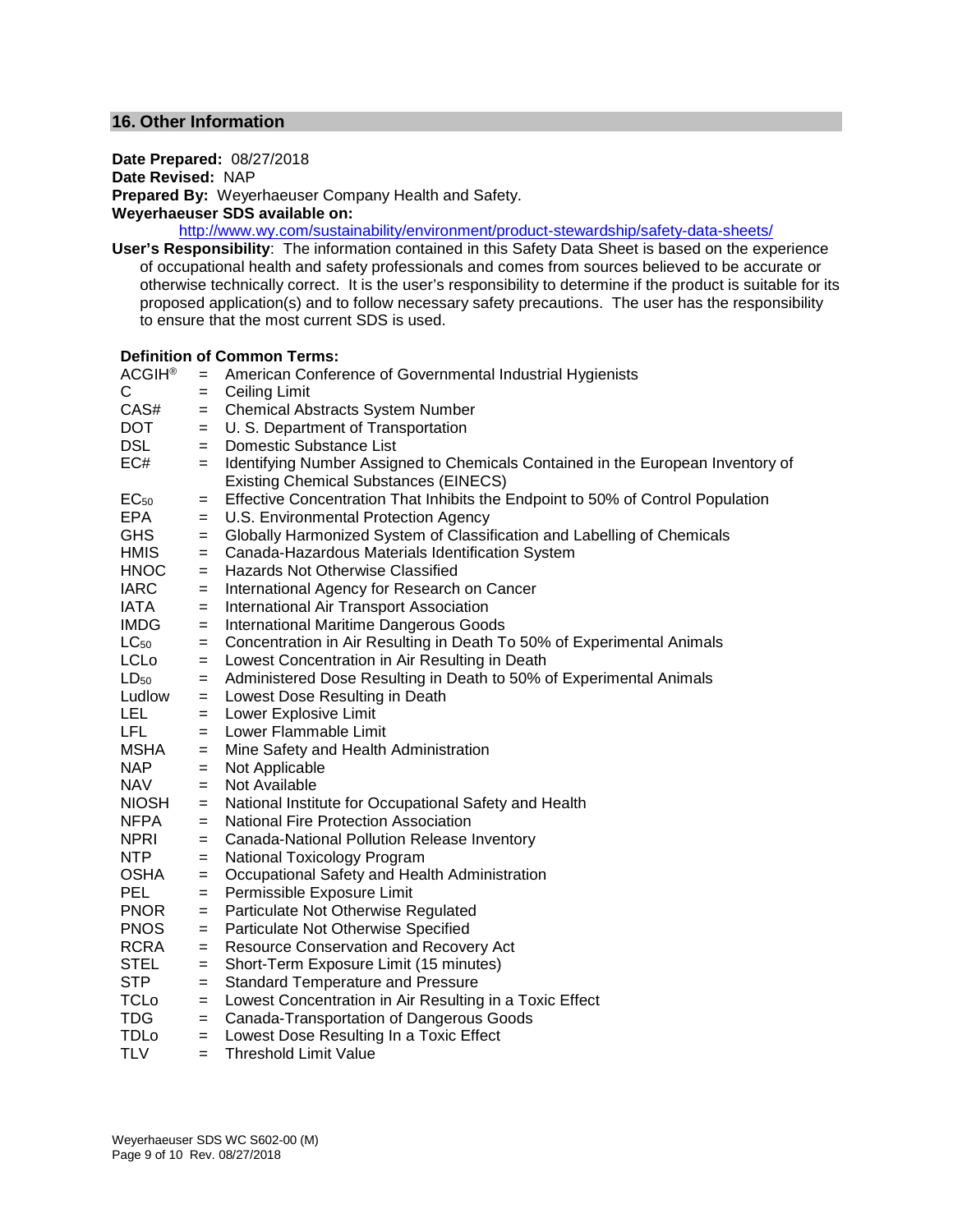## 16. Other Information

**Date Prepared:** 08/27/2018
**Date Revised:** NAP
**Prepared By:** Weyerhaeuser Company Health and Safety.
**Weyerhaeuser SDS available on:**
http://www.wy.com/sustainability/environment/product-stewardship/safety-data-sheets/

**User's Responsibility**: The information contained in this Safety Data Sheet is based on the experience of occupational health and safety professionals and comes from sources believed to be accurate or otherwise technically correct. It is the user's responsibility to determine if the product is suitable for its proposed application(s) and to follow necessary safety precautions. The user has the responsibility to ensure that the most current SDS is used.

**Definition of Common Terms:**

| Term | | Definition |
|---|---|---|
| ACGIH® | = | American Conference of Governmental Industrial Hygienists |
| C | = | Ceiling Limit |
| CAS# | = | Chemical Abstracts System Number |
| DOT | = | U. S. Department of Transportation |
| DSL | = | Domestic Substance List |
| EC# | = | Identifying Number Assigned to Chemicals Contained in the European Inventory of Existing Chemical Substances (EINECS) |
| $EC_{50}$ | = | Effective Concentration That Inhibits the Endpoint to 50% of Control Population |
| EPA | = | U.S. Environmental Protection Agency |
| GHS | = | Globally Harmonized System of Classification and Labelling of Chemicals |
| HMIS | = | Canada-Hazardous Materials Identification System |
| HNOC | = | Hazards Not Otherwise Classified |
| IARC | = | International Agency for Research on Cancer |
| IATA | = | International Air Transport Association |
| IMDG | = | International Maritime Dangerous Goods |
| $LC_{50}$ | = | Concentration in Air Resulting in Death To 50% of Experimental Animals |
| LCLo | = | Lowest Concentration in Air Resulting in Death |
| $LD_{50}$ | = | Administered Dose Resulting in Death to 50% of Experimental Animals |
| Ludlow | = | Lowest Dose Resulting in Death |
| LEL | = | Lower Explosive Limit |
| LFL | = | Lower Flammable Limit |
| MSHA | = | Mine Safety and Health Administration |
| NAP | = | Not Applicable |
| NAV | = | Not Available |
| NIOSH | = | National Institute for Occupational Safety and Health |
| NFPA | = | National Fire Protection Association |
| NPRI | = | Canada-National Pollution Release Inventory |
| NTP | = | National Toxicology Program |
| OSHA | = | Occupational Safety and Health Administration |
| PEL | = | Permissible Exposure Limit |
| PNOR | = | Particulate Not Otherwise Regulated |
| PNOS | = | Particulate Not Otherwise Specified |
| RCRA | = | Resource Conservation and Recovery Act |
| STEL | = | Short-Term Exposure Limit (15 minutes) |
| STP | = | Standard Temperature and Pressure |
| TCLo | = | Lowest Concentration in Air Resulting in a Toxic Effect |
| TDG | = | Canada-Transportation of Dangerous Goods |
| TDLo | = | Lowest Dose Resulting In a Toxic Effect |
| TLV | = | Threshold Limit Value |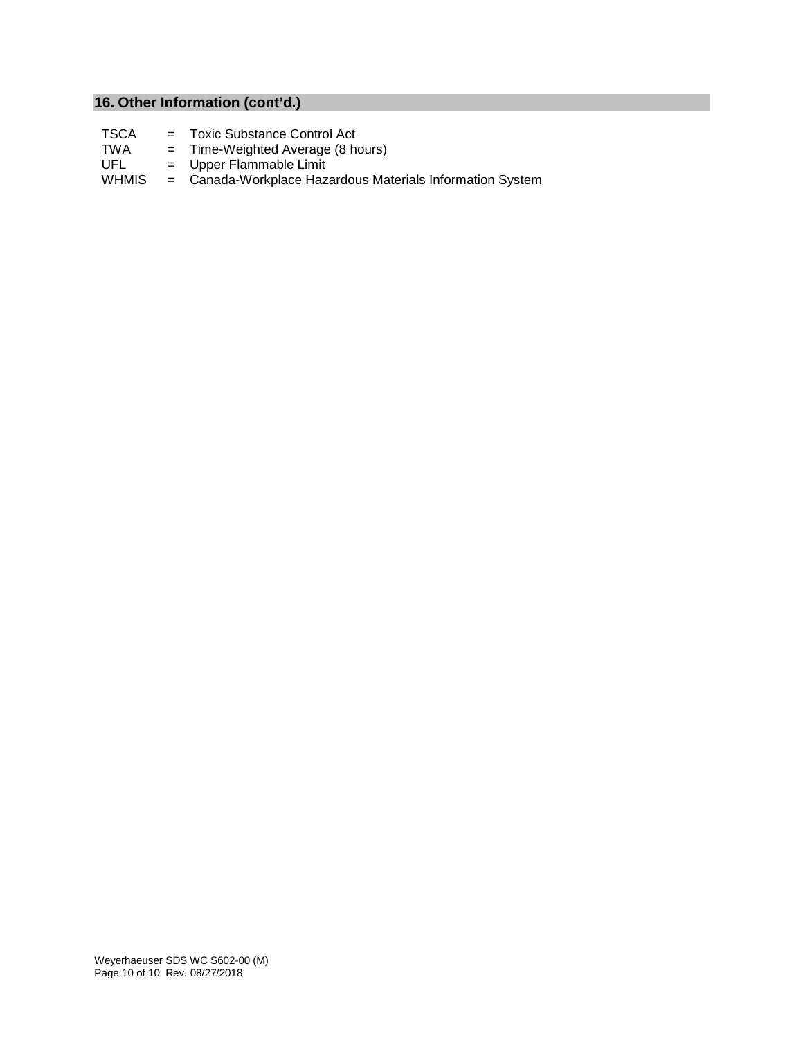## 16. Other Information (cont'd.)

| | | |
|---|---|---|
| TSCA | = | Toxic Substance Control Act |
| TWA | = | Time-Weighted Average (8 hours) |
| UFL | = | Upper Flammable Limit |
| WHMIS | = | Canada-Workplace Hazardous Materials Information System |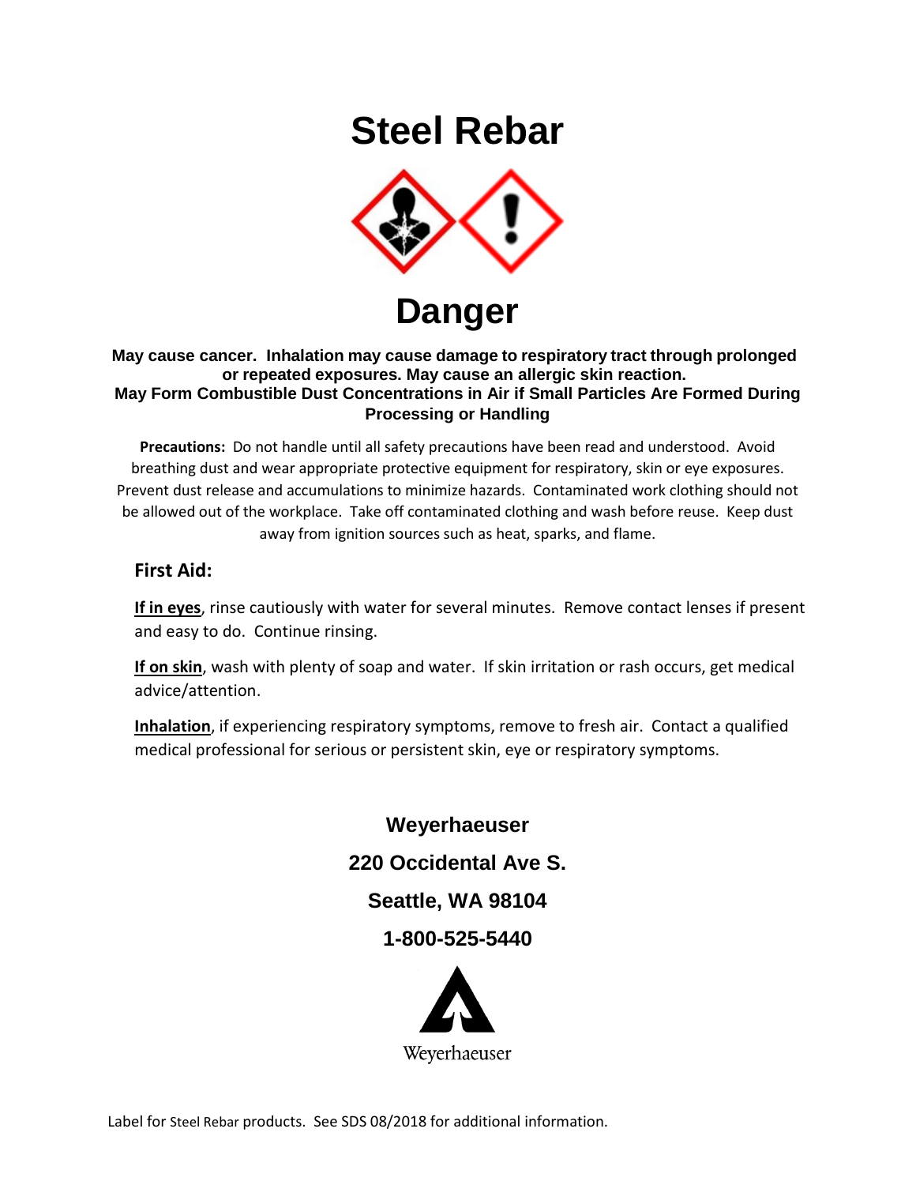# Steel Rebar

## Danger

**May cause cancer. Inhalation may cause damage to respiratory tract through prolonged or repeated exposures. May cause an allergic skin reaction.**
**May Form Combustible Dust Concentrations in Air if Small Particles Are Formed During Processing or Handling**

**Precautions:** Do not handle until all safety precautions have been read and understood. Avoid breathing dust and wear appropriate protective equipment for respiratory, skin or eye exposures. Prevent dust release and accumulations to minimize hazards. Contaminated work clothing should not be allowed out of the workplace. Take off contaminated clothing and wash before reuse. Keep dust away from ignition sources such as heat, sparks, and flame.

### First Aid:

**If in eyes**, rinse cautiously with water for several minutes. Remove contact lenses if present and easy to do. Continue rinsing.

**If on skin**, wash with plenty of soap and water. If skin irritation or rash occurs, get medical advice/attention.

**Inhalation**, if experiencing respiratory symptoms, remove to fresh air. Contact a qualified medical professional for serious or persistent skin, eye or respiratory symptoms.

**Weyerhaeuser**

**220 Occidental Ave S.**

**Seattle, WA 98104**

**1-800-525-5440**

Weyerhaeuser

Label for Steel Rebar products. See SDS 08/2018 for additional information.